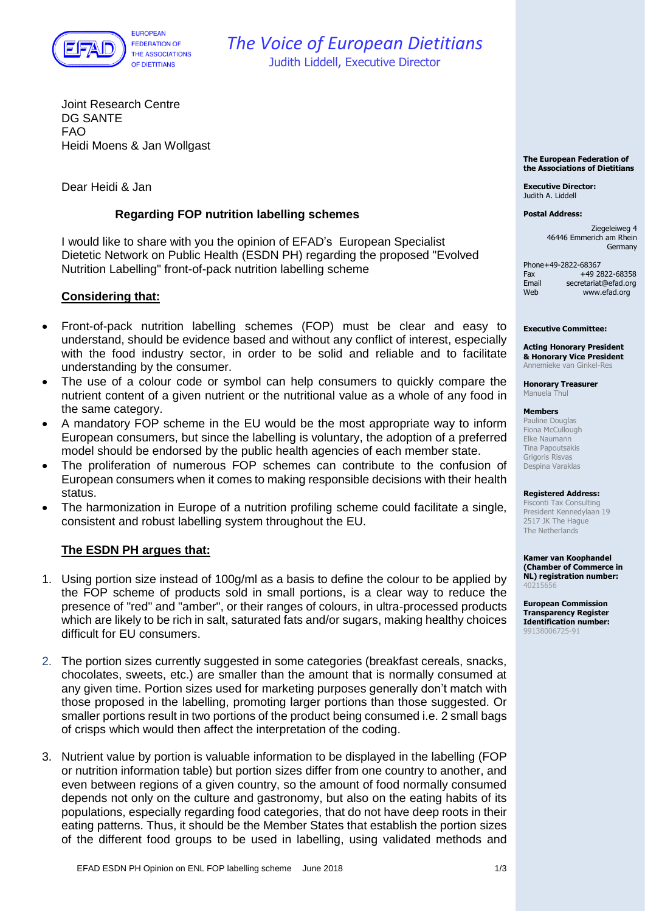EUROPEAN FEDERATION OF THE ASSOCIATIONS OF DIETITIANS

*The Voice of European Dietitians*
Judith Liddell, Executive Director

Joint Research Centre
DG SANTE
FAO
Heidi Moens & Jan Wollgast

Dear Heidi & Jan

**Regarding FOP nutrition labelling schemes**

I would like to share with you the opinion of EFAD's European Specialist Dietetic Network on Public Health (ESDN PH) regarding the proposed "Evolved Nutrition Labelling" front-of-pack nutrition labelling scheme

**Considering that:**

- Front-of-pack nutrition labelling schemes (FOP) must be clear and easy to understand, should be evidence based and without any conflict of interest, especially with the food industry sector, in order to be solid and reliable and to facilitate understanding by the consumer.
- The use of a colour code or symbol can help consumers to quickly compare the nutrient content of a given nutrient or the nutritional value as a whole of any food in the same category.
- A mandatory FOP scheme in the EU would be the most appropriate way to inform European consumers, but since the labelling is voluntary, the adoption of a preferred model should be endorsed by the public health agencies of each member state.
- The proliferation of numerous FOP schemes can contribute to the confusion of European consumers when it comes to making responsible decisions with their health status.
- The harmonization in Europe of a nutrition profiling scheme could facilitate a single, consistent and robust labelling system throughout the EU.

**The ESDN PH argues that:**

1. Using portion size instead of 100g/ml as a basis to define the colour to be applied by the FOP scheme of products sold in small portions, is a clear way to reduce the presence of "red" and "amber", or their ranges of colours, in ultra-processed products which are likely to be rich in salt, saturated fats and/or sugars, making healthy choices difficult for EU consumers.

2. The portion sizes currently suggested in some categories (breakfast cereals, snacks, chocolates, sweets, etc.) are smaller than the amount that is normally consumed at any given time. Portion sizes used for marketing purposes generally don't match with those proposed in the labelling, promoting larger portions than those suggested. Or smaller portions result in two portions of the product being consumed i.e. 2 small bags of crisps which would then affect the interpretation of the coding.

3. Nutrient value by portion is valuable information to be displayed in the labelling (FOP or nutrition information table) but portion sizes differ from one country to another, and even between regions of a given country, so the amount of food normally consumed depends not only on the culture and gastronomy, but also on the eating habits of its populations, especially regarding food categories, that do not have deep roots in their eating patterns. Thus, it should be the Member States that establish the portion sizes of the different food groups to be used in labelling, using validated methods and

**The European Federation of the Associations of Dietitians**

**Executive Director:**
Judith A. Liddell

**Postal Address:**
Ziegeleiweg 4
46446 Emmerich am Rhein
Germany

Phone +49-2822-68367
Fax +49 2822-68358
Email secretariat@efad.org
Web www.efad.org

**Executive Committee:**

**Acting Honorary President & Honorary Vice President**
Annemieke van Ginkel-Res

**Honorary Treasurer**
Manuela Thul

**Members**
Pauline Douglas
Fiona McCullough
Elke Naumann
Tina Papoutsakis
Grigoris Risvas
Despina Varaklas

**Registered Address:**
Fisconti Tax Consulting
President Kennedylaan 19
2517 JK The Hague
The Netherlands

**Kamer van Koophandel (Chamber of Commerce in NL) registration number:**
40215656

**European Commission Transparency Register Identification number:**
99138006725-91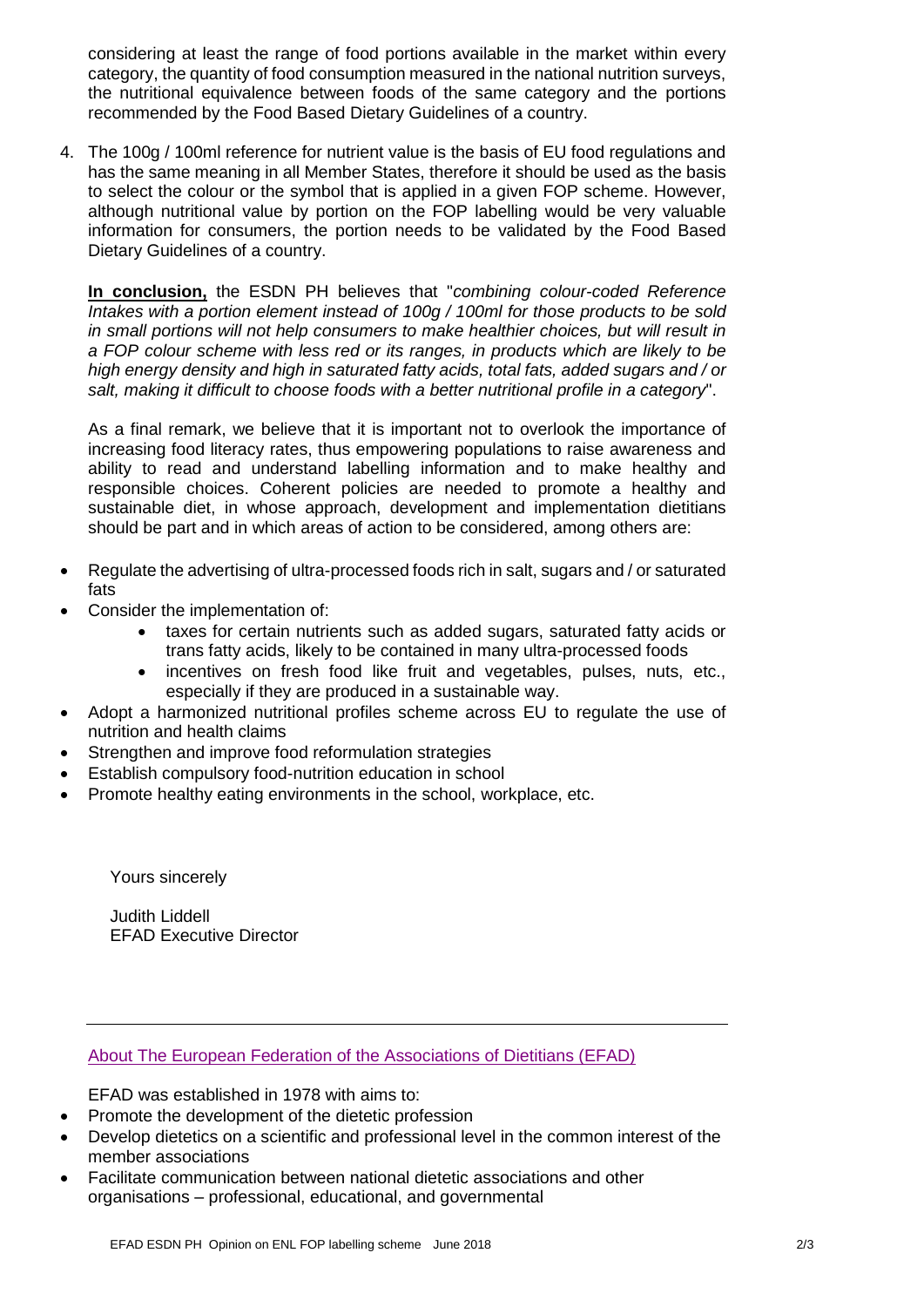considering at least the range of food portions available in the market within every category, the quantity of food consumption measured in the national nutrition surveys, the nutritional equivalence between foods of the same category and the portions recommended by the Food Based Dietary Guidelines of a country.

4. The 100g / 100ml reference for nutrient value is the basis of EU food regulations and has the same meaning in all Member States, therefore it should be used as the basis to select the colour or the symbol that is applied in a given FOP scheme. However, although nutritional value by portion on the FOP labelling would be very valuable information for consumers, the portion needs to be validated by the Food Based Dietary Guidelines of a country.

   **In conclusion,** the ESDN PH believes that "*combining colour-coded Reference Intakes with a portion element instead of 100g / 100ml for those products to be sold in small portions will not help consumers to make healthier choices, but will result in a FOP colour scheme with less red or its ranges, in products which are likely to be high energy density and high in saturated fatty acids, total fats, added sugars and / or salt, making it difficult to choose foods with a better nutritional profile in a category*".

   As a final remark, we believe that it is important not to overlook the importance of increasing food literacy rates, thus empowering populations to raise awareness and ability to read and understand labelling information and to make healthy and responsible choices. Coherent policies are needed to promote a healthy and sustainable diet, in whose approach, development and implementation dietitians should be part and in which areas of action to be considered, among others are:

- Regulate the advertising of ultra-processed foods rich in salt, sugars and / or saturated fats
- Consider the implementation of:
  - taxes for certain nutrients such as added sugars, saturated fatty acids or trans fatty acids, likely to be contained in many ultra-processed foods
  - incentives on fresh food like fruit and vegetables, pulses, nuts, etc., especially if they are produced in a sustainable way.
- Adopt a harmonized nutritional profiles scheme across EU to regulate the use of nutrition and health claims
- Strengthen and improve food reformulation strategies
- Establish compulsory food-nutrition education in school
- Promote healthy eating environments in the school, workplace, etc.

Yours sincerely

Judith Liddell
EFAD Executive Director

---

About The European Federation of the Associations of Dietitians (EFAD)

EFAD was established in 1978 with aims to:

- Promote the development of the dietetic profession
- Develop dietetics on a scientific and professional level in the common interest of the member associations
- Facilitate communication between national dietetic associations and other organisations – professional, educational, and governmental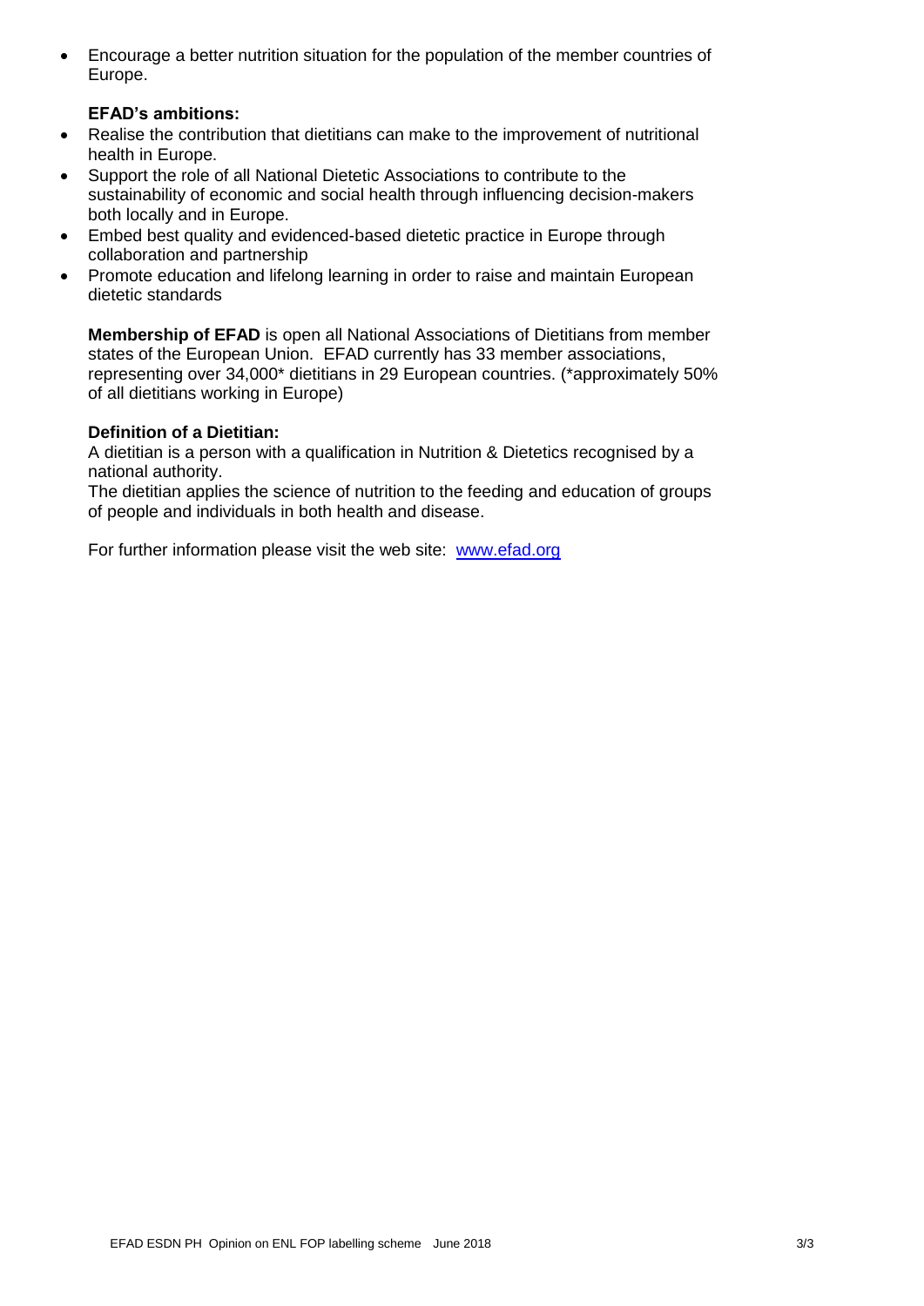- Encourage a better nutrition situation for the population of the member countries of Europe.

**EFAD's ambitions:**

- Realise the contribution that dietitians can make to the improvement of nutritional health in Europe.
- Support the role of all National Dietetic Associations to contribute to the sustainability of economic and social health through influencing decision-makers both locally and in Europe.
- Embed best quality and evidenced-based dietetic practice in Europe through collaboration and partnership
- Promote education and lifelong learning in order to raise and maintain European dietetic standards

**Membership of EFAD** is open all National Associations of Dietitians from member states of the European Union. EFAD currently has 33 member associations, representing over 34,000* dietitians in 29 European countries. (*approximately 50% of all dietitians working in Europe)

**Definition of a Dietitian:**

A dietitian is a person with a qualification in Nutrition & Dietetics recognised by a national authority.

The dietitian applies the science of nutrition to the feeding and education of groups of people and individuals in both health and disease.

For further information please visit the web site: [www.efad.org](http://www.efad.org)